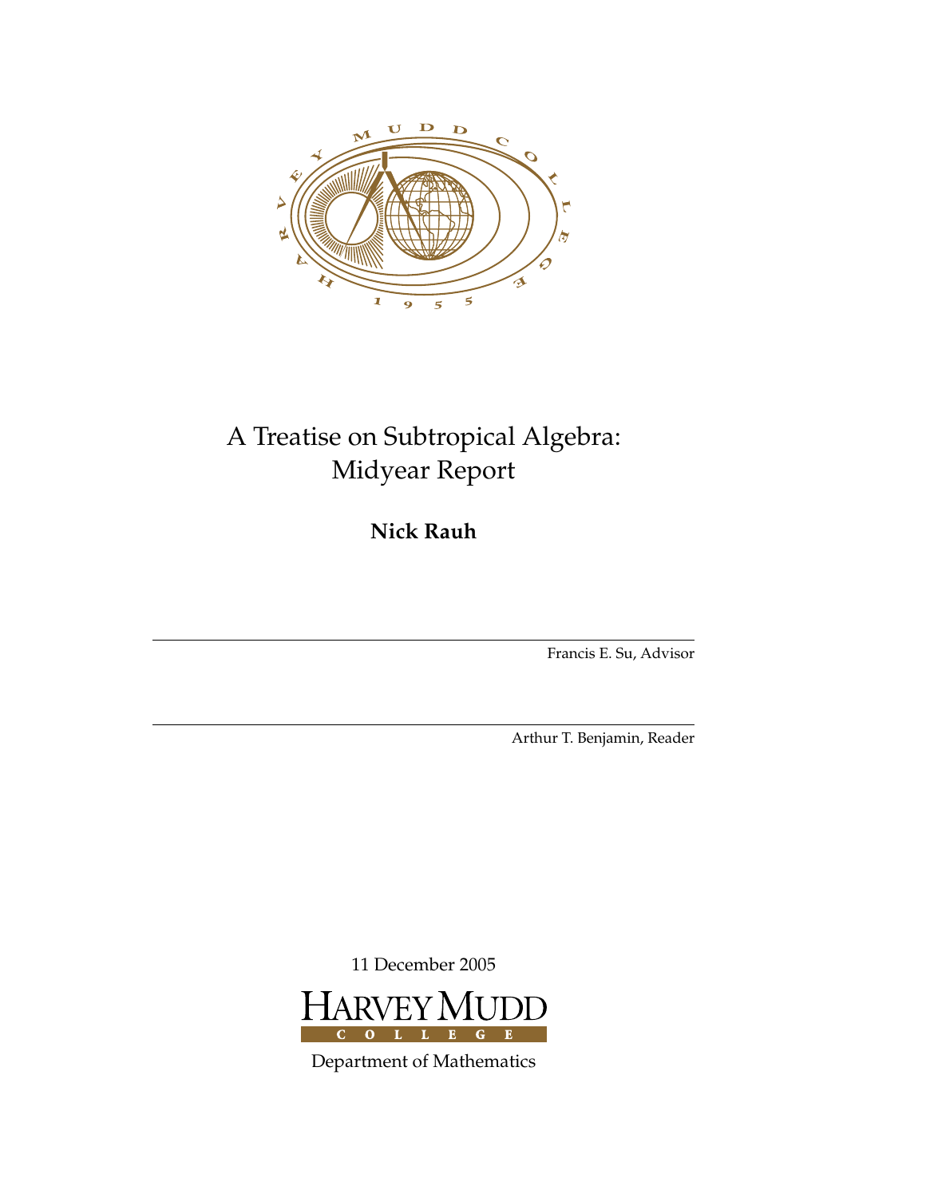# A Treatise on Subtropical Algebra: Midyear Report

**Nick Rauh**

Francis E. Su, Advisor

Arthur T. Benjamin, Reader

11 December 2005

Department of Mathematics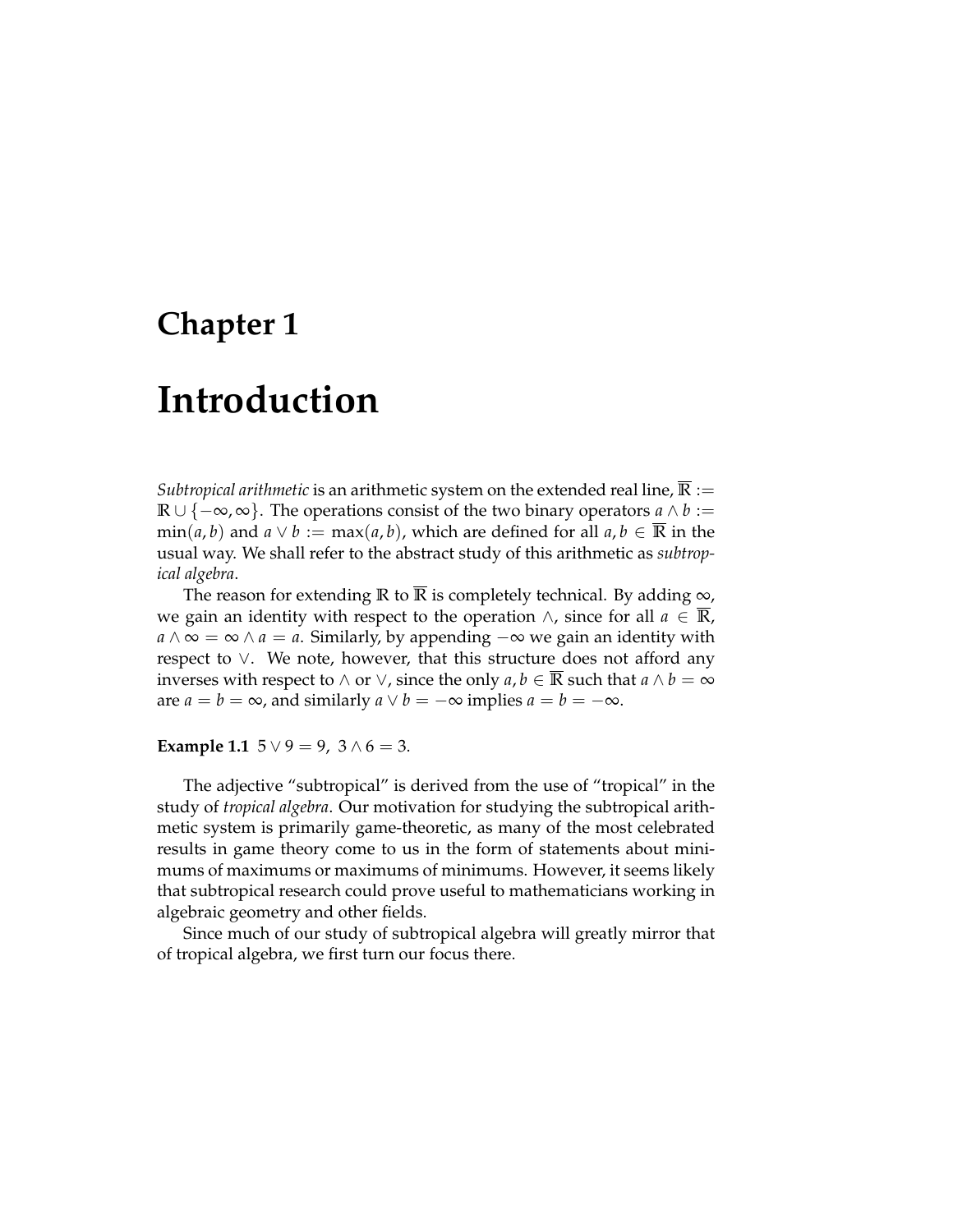# Chapter 1

# Introduction

*Subtropical arithmetic* is an arithmetic system on the extended real line, $\overline{\mathbb{R}} := \mathbb{R} \cup \{-\infty, \infty\}$. The operations consist of the two binary operators $a \wedge b := \min(a, b)$ and $a \vee b := \max(a, b)$, which are defined for all $a, b \in \overline{\mathbb{R}}$ in the usual way. We shall refer to the abstract study of this arithmetic as *subtropical algebra*.

The reason for extending $\mathbb{R}$ to $\overline{\mathbb{R}}$ is completely technical. By adding $\infty$, we gain an identity with respect to the operation $\wedge$, since for all $a \in \overline{\mathbb{R}}$, $a \wedge \infty = \infty \wedge a = a$. Similarly, by appending $-\infty$ we gain an identity with respect to $\vee$. We note, however, that this structure does not afford any inverses with respect to $\wedge$ or $\vee$, since the only $a, b \in \overline{\mathbb{R}}$ such that $a \wedge b = \infty$ are $a = b = \infty$, and similarly $a \vee b = -\infty$ implies $a = b = -\infty$.

**Example 1.1** $5 \vee 9 = 9, \; 3 \wedge 6 = 3.$

The adjective "subtropical" is derived from the use of "tropical" in the study of *tropical algebra*. Our motivation for studying the subtropical arithmetic system is primarily game-theoretic, as many of the most celebrated results in game theory come to us in the form of statements about minimums of maximums or maximums of minimums. However, it seems likely that subtropical research could prove useful to mathematicians working in algebraic geometry and other fields.

Since much of our study of subtropical algebra will greatly mirror that of tropical algebra, we first turn our focus there.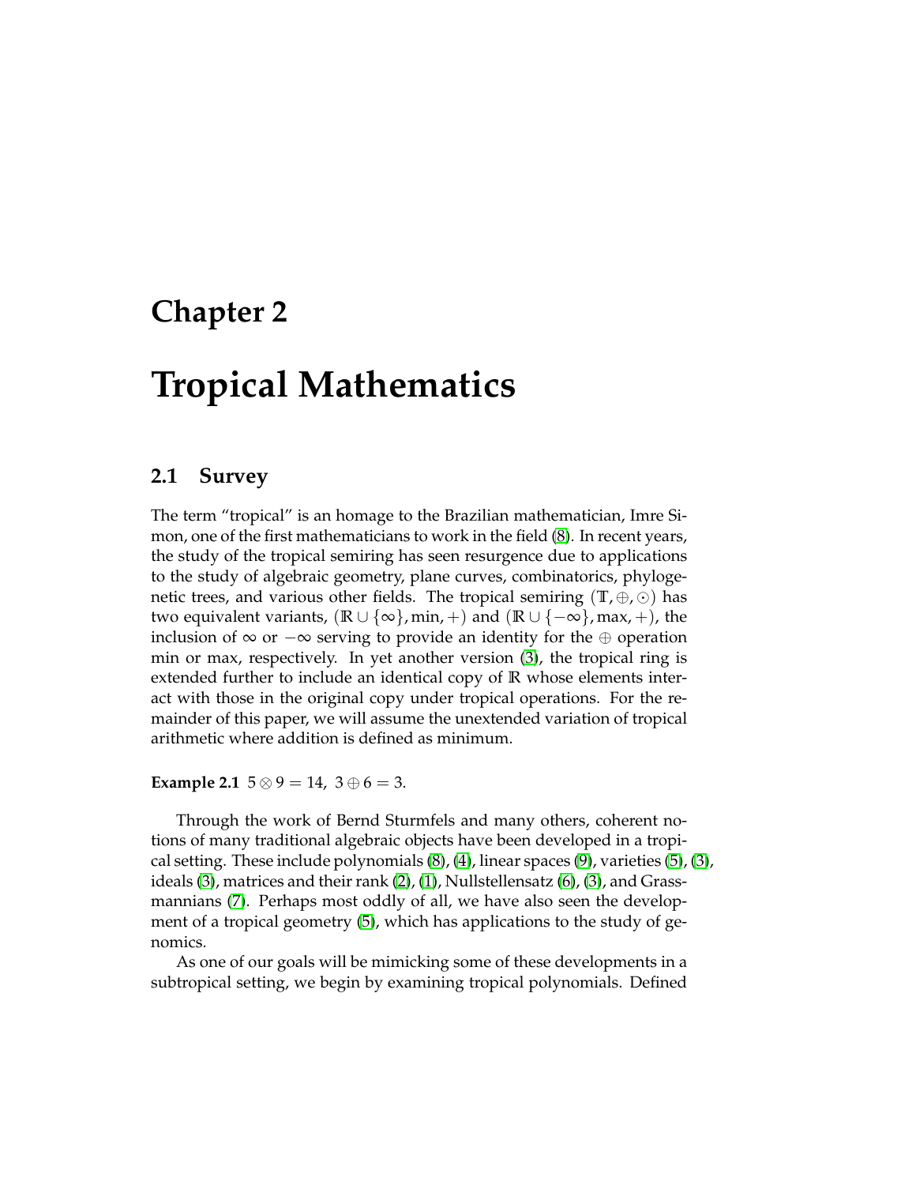# Chapter 2

# Tropical Mathematics

## 2.1 Survey

The term "tropical" is an homage to the Brazilian mathematician, Imre Simon, one of the first mathematicians to work in the field (8). In recent years, the study of the tropical semiring has seen resurgence due to applications to the study of algebraic geometry, plane curves, combinatorics, phylogenetic trees, and various other fields. The tropical semiring $(\mathbb{T}, \oplus, \odot)$ has two equivalent variants, $(\mathbb{R} \cup \{\infty\}, \min, +)$ and $(\mathbb{R} \cup \{-\infty\}, \max, +)$, the inclusion of $\infty$ or $-\infty$ serving to provide an identity for the $\oplus$ operation min or max, respectively. In yet another version (3), the tropical ring is extended further to include an identical copy of $\mathbb{R}$ whose elements interact with those in the original copy under tropical operations. For the remainder of this paper, we will assume the unextended variation of tropical arithmetic where addition is defined as minimum.

**Example 2.1** $5 \otimes 9 = 14,\ 3 \oplus 6 = 3.$

Through the work of Bernd Sturmfels and many others, coherent notions of many traditional algebraic objects have been developed in a tropical setting. These include polynomials (8), (4), linear spaces (9), varieties (5), (3), ideals (3), matrices and their rank (2), (1), Nullstellensatz (6), (3), and Grassmannians (7). Perhaps most oddly of all, we have also seen the development of a tropical geometry (5), which has applications to the study of genomics.

As one of our goals will be mimicking some of these developments in a subtropical setting, we begin by examining tropical polynomials. Defined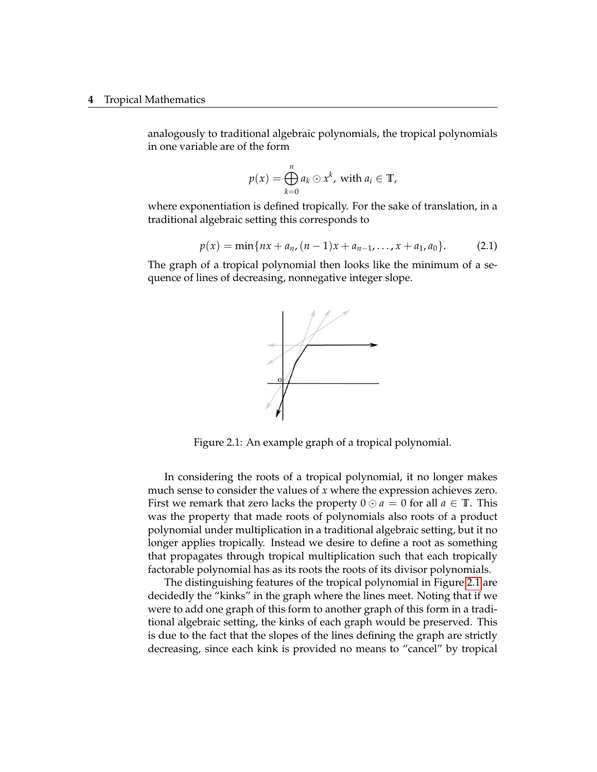analogously to traditional algebraic polynomials, the tropical polynomials in one variable are of the form

$$p(x) = \bigoplus_{k=0}^{n} a_k \odot x^k, \text{ with } a_i \in \mathbb{T},$$

where exponentiation is defined tropically. For the sake of translation, in a traditional algebraic setting this corresponds to

$$p(x) = \min\{nx + a_n, (n-1)x + a_{n-1}, \ldots, x + a_1, a_0\}. \tag{2.1}$$

The graph of a tropical polynomial then looks like the minimum of a sequence of lines of decreasing, nonnegative integer slope.

Figure 2.1: An example graph of a tropical polynomial.

In considering the roots of a tropical polynomial, it no longer makes much sense to consider the values of $x$ where the expression achieves zero. First we remark that zero lacks the property $0 \odot a = 0$ for all $a \in \mathbb{T}$. This was the property that made roots of polynomials also roots of a product polynomial under multiplication in a traditional algebraic setting, but it no longer applies tropically. Instead we desire to define a root as something that propagates through tropical multiplication such that each tropically factorable polynomial has as its roots the roots of its divisor polynomials.

The distinguishing features of the tropical polynomial in Figure 2.1 are decidedly the "kinks" in the graph where the lines meet. Noting that if we were to add one graph of this form to another graph of this form in a traditional algebraic setting, the kinks of each graph would be preserved. This is due to the fact that the slopes of the lines defining the graph are strictly decreasing, since each kink is provided no means to "cancel" by tropical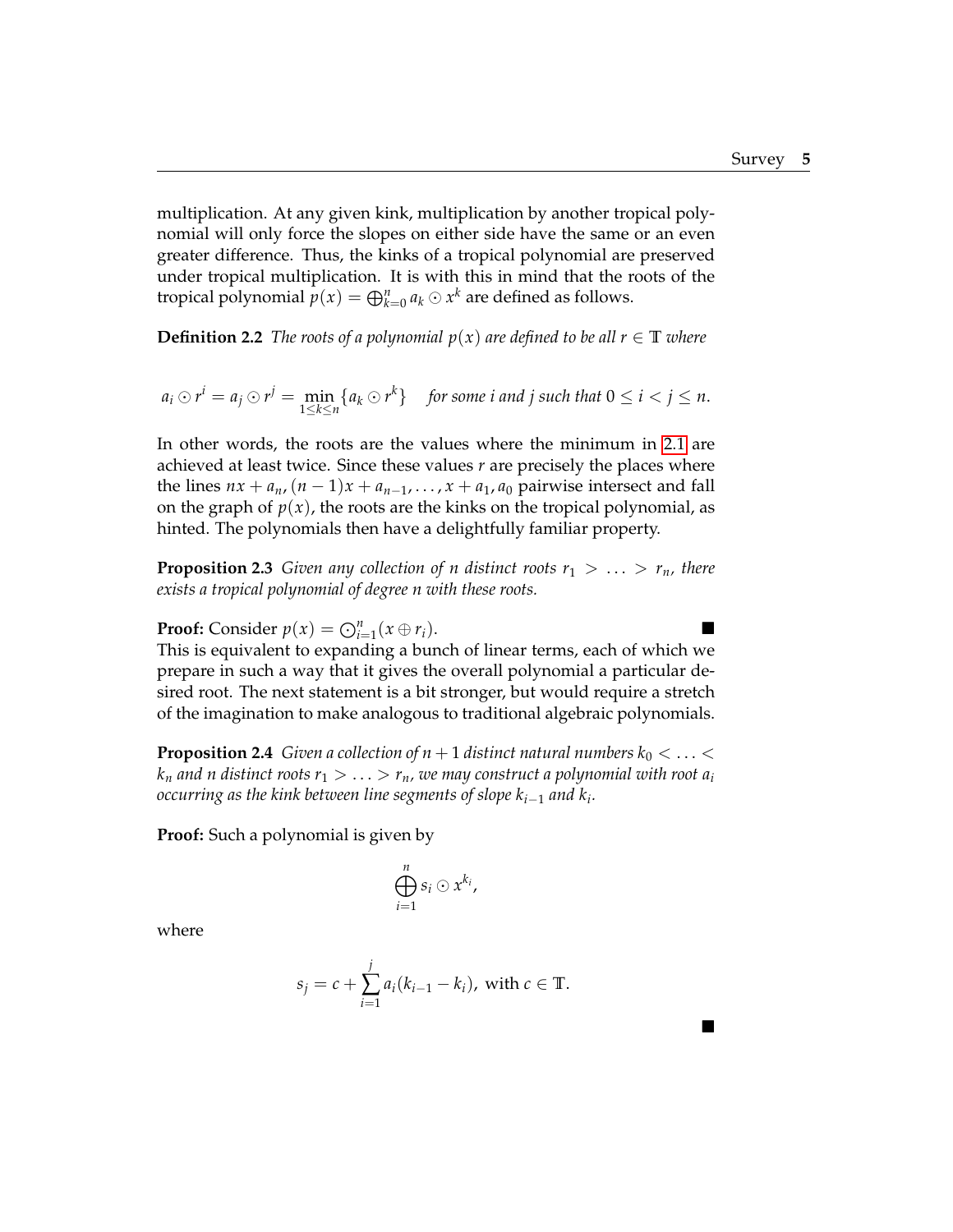multiplication. At any given kink, multiplication by another tropical polynomial will only force the slopes on either side have the same or an even greater difference. Thus, the kinks of a tropical polynomial are preserved under tropical multiplication. It is with this in mind that the roots of the tropical polynomial $p(x) = \bigoplus_{k=0}^{n} a_k \odot x^k$ are defined as follows.

**Definition 2.2** *The roots of a polynomial $p(x)$ are defined to be all $r \in \mathbb{T}$ where*

$$a_i \odot r^i = a_j \odot r^j = \min_{1 \leq k \leq n} \{a_k \odot r^k\} \quad \textit{for some } i \textit{ and } j \textit{ such that } 0 \leq i < j \leq n.$$

In other words, the roots are the values where the minimum in 2.1 are achieved at least twice. Since these values $r$ are precisely the places where the lines $nx + a_n, (n-1)x + a_{n-1}, \ldots, x + a_1, a_0$ pairwise intersect and fall on the graph of $p(x)$, the roots are the kinks on the tropical polynomial, as hinted. The polynomials then have a delightfully familiar property.

**Proposition 2.3** *Given any collection of $n$ distinct roots $r_1 > \ldots > r_n$, there exists a tropical polynomial of degree $n$ with these roots.*

**Proof:** Consider $p(x) = \bigodot_{i=1}^{n} (x \oplus r_i)$. ■

This is equivalent to expanding a bunch of linear terms, each of which we prepare in such a way that it gives the overall polynomial a particular desired root. The next statement is a bit stronger, but would require a stretch of the imagination to make analogous to traditional algebraic polynomials.

**Proposition 2.4** *Given a collection of $n+1$ distinct natural numbers $k_0 < \ldots < k_n$ and $n$ distinct roots $r_1 > \ldots > r_n$, we may construct a polynomial with root $a_i$ occurring as the kink between line segments of slope $k_{i-1}$ and $k_i$.*

**Proof:** Such a polynomial is given by

$$\bigoplus_{i=1}^{n} s_i \odot x^{k_i},$$

where

$$s_j = c + \sum_{i=1}^{j} a_i (k_{i-1} - k_i), \text{ with } c \in \mathbb{T}.$$

■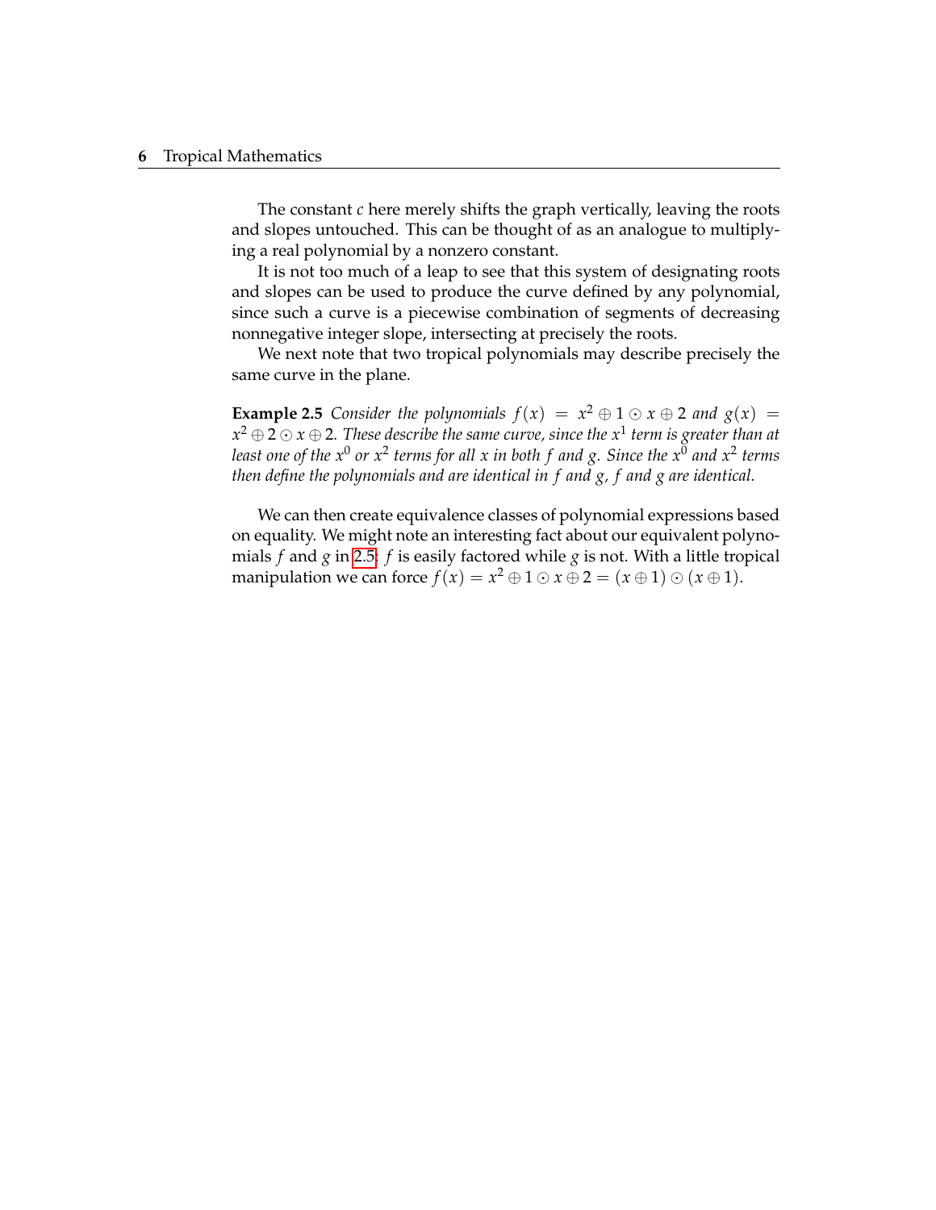The constant $c$ here merely shifts the graph vertically, leaving the roots and slopes untouched. This can be thought of as an analogue to multiplying a real polynomial by a nonzero constant.

It is not too much of a leap to see that this system of designating roots and slopes can be used to produce the curve defined by any polynomial, since such a curve is a piecewise combination of segments of decreasing nonnegative integer slope, intersecting at precisely the roots.

We next note that two tropical polynomials may describe precisely the same curve in the plane.

**Example 2.5** *Consider the polynomials* $f(x) = x^2 \oplus 1 \odot x \oplus 2$ *and* $g(x) = x^2 \oplus 2 \odot x \oplus 2$*. These describe the same curve, since the* $x^1$ *term is greater than at least one of the* $x^0$ *or* $x^2$ *terms for all* $x$ *in both* $f$ *and* $g$*. Since the* $x^0$ *and* $x^2$ *terms then define the polynomials and are identical in* $f$ *and* $g$*,* $f$ *and* $g$ *are identical.*

We can then create equivalence classes of polynomial expressions based on equality. We might note an interesting fact about our equivalent polynomials $f$ and $g$ in 2.5: $f$ is easily factored while $g$ is not. With a little tropical manipulation we can force $f(x) = x^2 \oplus 1 \odot x \oplus 2 = (x \oplus 1) \odot (x \oplus 1)$.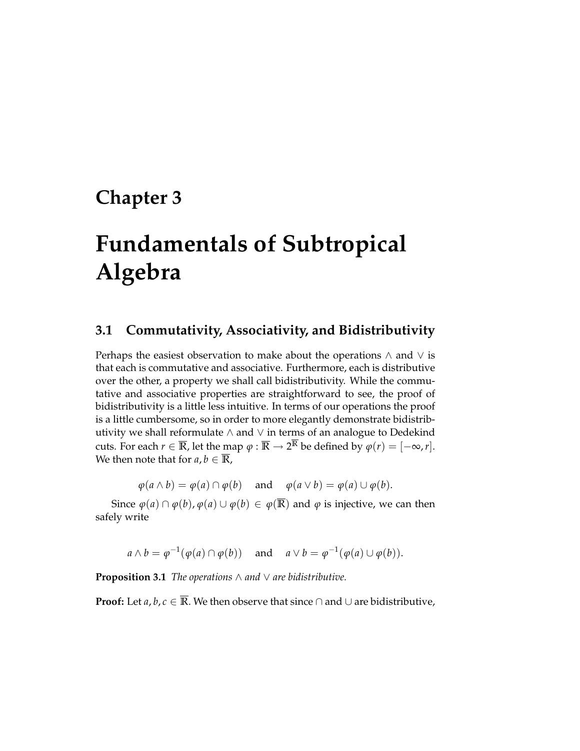# Chapter 3

# Fundamentals of Subtropical Algebra

## 3.1 Commutativity, Associativity, and Bidistributivity

Perhaps the easiest observation to make about the operations $\wedge$ and $\vee$ is that each is commutative and associative. Furthermore, each is distributive over the other, a property we shall call bidistributivity. While the commutative and associative properties are straightforward to see, the proof of bidistributivity is a little less intuitive. In terms of our operations the proof is a little cumbersome, so in order to more elegantly demonstrate bidistributivity we shall reformulate $\wedge$ and $\vee$ in terms of an analogue to Dedekind cuts. For each $r \in \overline{\mathbb{R}}$, let the map $\varphi : \overline{\mathbb{R}} \to 2^{\overline{\mathbb{R}}}$ be defined by $\varphi(r) = [-\infty, r]$. We then note that for $a, b \in \overline{\mathbb{R}}$,

$$\varphi(a \wedge b) = \varphi(a) \cap \varphi(b) \quad \text{and} \quad \varphi(a \vee b) = \varphi(a) \cup \varphi(b).$$

Since $\varphi(a) \cap \varphi(b), \varphi(a) \cup \varphi(b) \in \varphi(\overline{\mathbb{R}})$ and $\varphi$ is injective, we can then safely write

$$a \wedge b = \varphi^{-1}(\varphi(a) \cap \varphi(b)) \quad \text{and} \quad a \vee b = \varphi^{-1}(\varphi(a) \cup \varphi(b)).$$

**Proposition 3.1** *The operations $\wedge$ and $\vee$ are bidistributive.*

**Proof:** Let $a, b, c \in \overline{\mathbb{R}}$. We then observe that since $\cap$ and $\cup$ are bidistributive,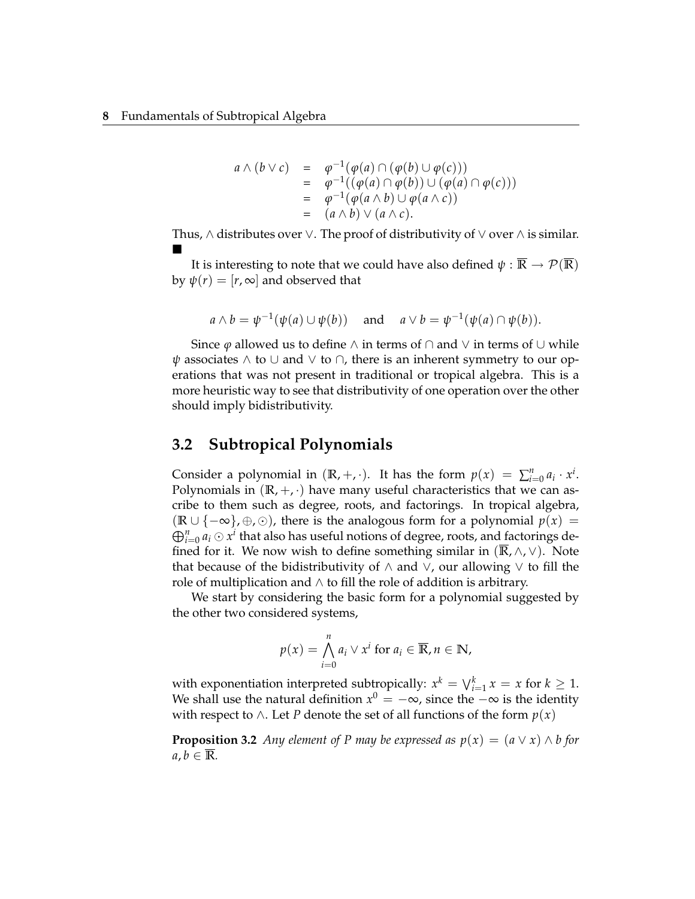$$
\begin{aligned}
a \wedge (b \vee c) &= \varphi^{-1}(\varphi(a) \cap (\varphi(b) \cup \varphi(c))) \\
&= \varphi^{-1}((\varphi(a) \cap \varphi(b)) \cup (\varphi(a) \cap \varphi(c))) \\
&= \varphi^{-1}(\varphi(a \wedge b) \cup \varphi(a \wedge c)) \\
&= (a \wedge b) \vee (a \wedge c).
\end{aligned}
$$

Thus, $\wedge$ distributes over $\vee$. The proof of distributivity of $\vee$ over $\wedge$ is similar. ■

It is interesting to note that we could have also defined $\psi : \overline{\mathbb{R}} \to \mathcal{P}(\overline{\mathbb{R}})$ by $\psi(r) = [r, \infty]$ and observed that

$$
a \wedge b = \psi^{-1}(\psi(a) \cup \psi(b)) \quad \text{and} \quad a \vee b = \psi^{-1}(\psi(a) \cap \psi(b)).
$$

Since $\varphi$ allowed us to define $\wedge$ in terms of $\cap$ and $\vee$ in terms of $\cup$ while $\psi$ associates $\wedge$ to $\cup$ and $\vee$ to $\cap$, there is an inherent symmetry to our operations that was not present in traditional or tropical algebra. This is a more heuristic way to see that distributivity of one operation over the other should imply bidistributivity.

## 3.2 Subtropical Polynomials

Consider a polynomial in $(\mathbb{R}, +, \cdot)$. It has the form $p(x) = \sum_{i=0}^{n} a_i \cdot x^i$. Polynomials in $(\mathbb{R}, +, \cdot)$ have many useful characteristics that we can ascribe to them such as degree, roots, and factorings. In tropical algebra, $(\mathbb{R} \cup \{-\infty\}, \oplus, \odot)$, there is the analogous form for a polynomial $p(x) = \bigoplus_{i=0}^{n} a_i \odot x^i$ that also has useful notions of degree, roots, and factorings defined for it. We now wish to define something similar in $(\overline{\mathbb{R}}, \wedge, \vee)$. Note that because of the bidistributivity of $\wedge$ and $\vee$, our allowing $\vee$ to fill the role of multiplication and $\wedge$ to fill the role of addition is arbitrary.

We start by considering the basic form for a polynomial suggested by the other two considered systems,

$$
p(x) = \bigwedge_{i=0}^{n} a_i \vee x^i \text{ for } a_i \in \overline{\mathbb{R}}, n \in \mathbb{N},
$$

with exponentiation interpreted subtropically: $x^k = \bigvee_{i=1}^{k} x = x$ for $k \geq 1$. We shall use the natural definition $x^0 = -\infty$, since the $-\infty$ is the identity with respect to $\wedge$. Let $P$ denote the set of all functions of the form $p(x)$

**Proposition 3.2** *Any element of $P$ may be expressed as $p(x) = (a \vee x) \wedge b$ for $a, b \in \overline{\mathbb{R}}$.*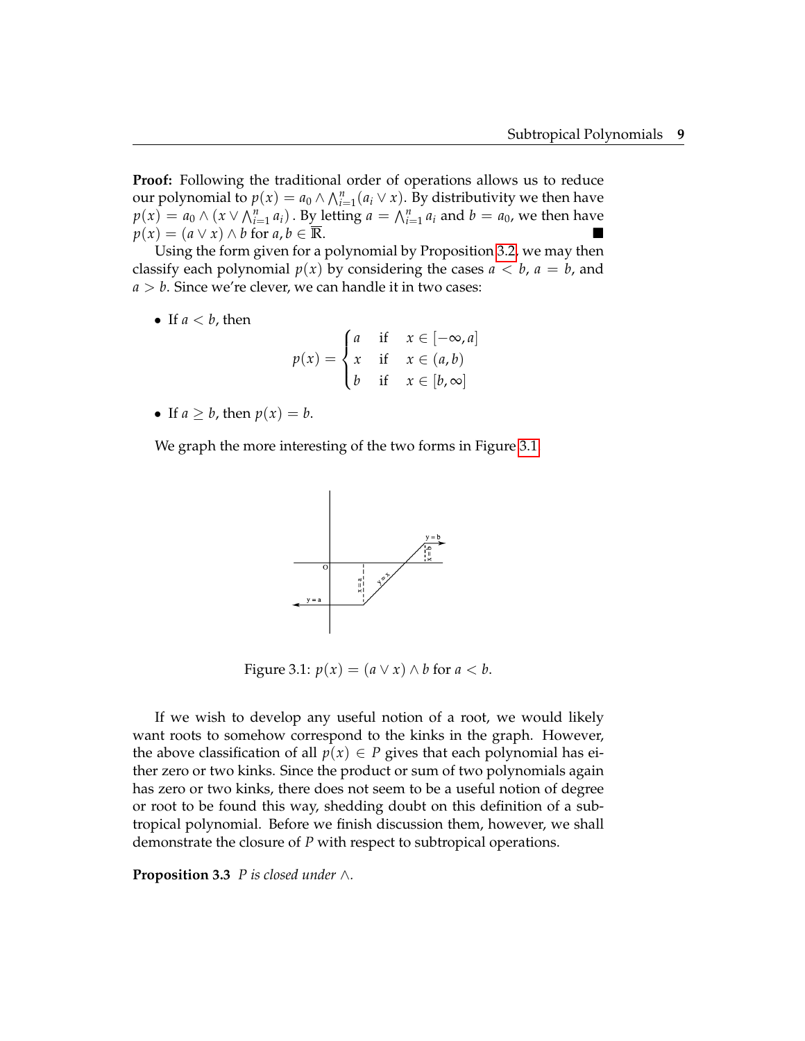**Proof:** Following the traditional order of operations allows us to reduce our polynomial to $p(x) = a_0 \wedge \bigwedge_{i=1}^{n}(a_i \vee x)$. By distributivity we then have $p(x) = a_0 \wedge (x \vee \bigwedge_{i=1}^{n} a_i)$. By letting $a = \bigwedge_{i=1}^{n} a_i$ and $b = a_0$, we then have $p(x) = (a \vee x) \wedge b$ for $a, b \in \overline{\mathbb{R}}$. ■

Using the form given for a polynomial by Proposition 3.2, we may then classify each polynomial $p(x)$ by considering the cases $a < b$, $a = b$, and $a > b$. Since we're clever, we can handle it in two cases:

- If $a < b$, then
$$p(x) = \begin{cases} a & \text{if} \quad x \in [-\infty, a] \\ x & \text{if} \quad x \in (a, b) \\ b & \text{if} \quad x \in [b, \infty] \end{cases}$$

- If $a \geq b$, then $p(x) = b$.

We graph the more interesting of the two forms in Figure 3.1.

Figure 3.1: $p(x) = (a \vee x) \wedge b$ for $a < b$.

If we wish to develop any useful notion of a root, we would likely want roots to somehow correspond to the kinks in the graph. However, the above classification of all $p(x) \in P$ gives that each polynomial has either zero or two kinks. Since the product or sum of two polynomials again has zero or two kinks, there does not seem to be a useful notion of degree or root to be found this way, shedding doubt on this definition of a subtropical polynomial. Before we finish discussion them, however, we shall demonstrate the closure of $P$ with respect to subtropical operations.

**Proposition 3.3** *$P$ is closed under $\wedge$.*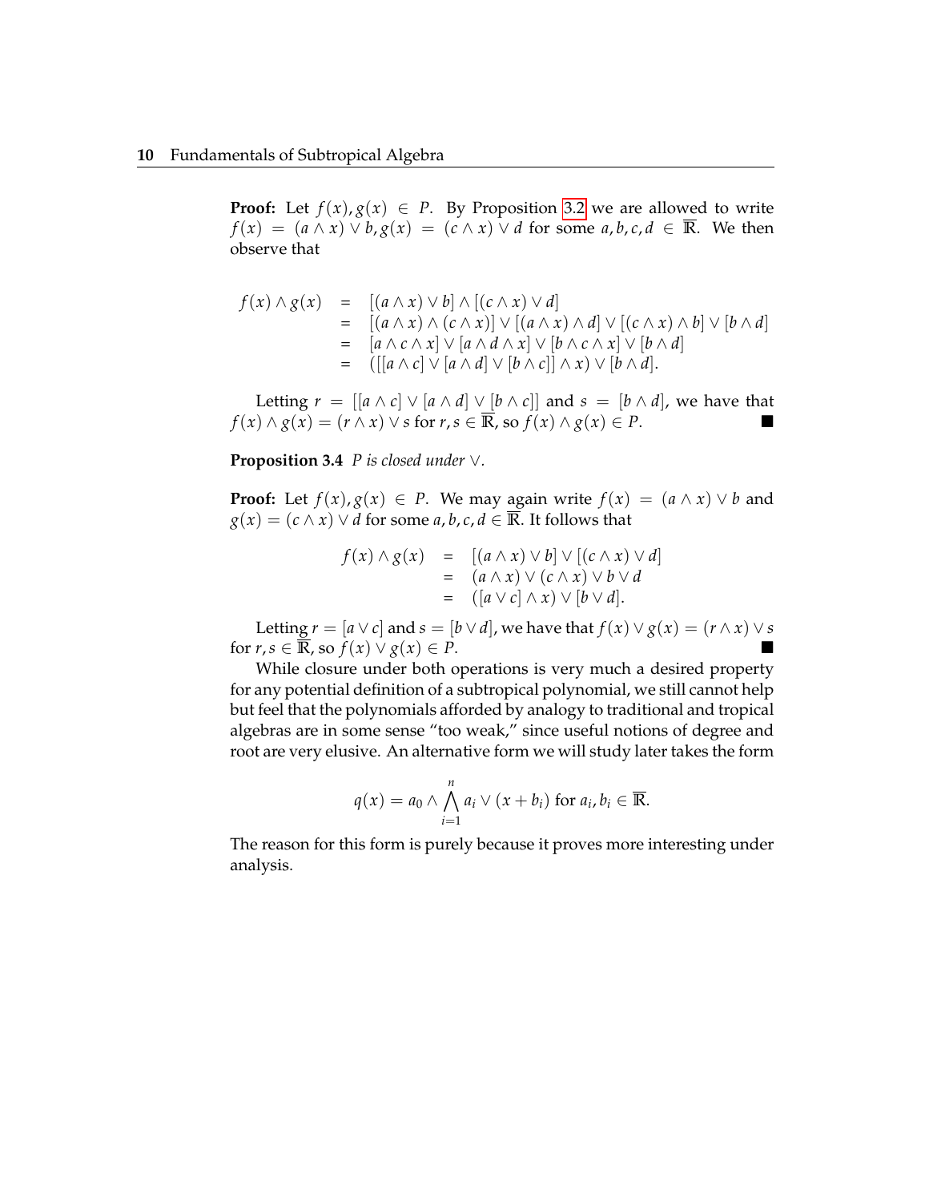**Proof:** Let $f(x), g(x) \in P$. By Proposition 3.2 we are allowed to write $f(x) = (a \wedge x) \vee b, g(x) = (c \wedge x) \vee d$ for some $a, b, c, d \in \overline{\mathbb{R}}$. We then observe that

$$
\begin{aligned}
f(x) \wedge g(x) &= [(a \wedge x) \vee b] \wedge [(c \wedge x) \vee d] \\
&= [(a \wedge x) \wedge (c \wedge x)] \vee [(a \wedge x) \wedge d] \vee [(c \wedge x) \wedge b] \vee [b \wedge d] \\
&= [a \wedge c \wedge x] \vee [a \wedge d \wedge x] \vee [b \wedge c \wedge x] \vee [b \wedge d] \\
&= ([[a \wedge c] \vee [a \wedge d] \vee [b \wedge c]] \wedge x) \vee [b \wedge d].
\end{aligned}
$$

Letting $r = [[a \wedge c] \vee [a \wedge d] \vee [b \wedge c]]$ and $s = [b \wedge d]$, we have that $f(x) \wedge g(x) = (r \wedge x) \vee s$ for $r, s \in \overline{\mathbb{R}}$, so $f(x) \wedge g(x) \in P$. ■

**Proposition 3.4** *$P$ is closed under $\vee$.*

**Proof:** Let $f(x), g(x) \in P$. We may again write $f(x) = (a \wedge x) \vee b$ and $g(x) = (c \wedge x) \vee d$ for some $a, b, c, d \in \overline{\mathbb{R}}$. It follows that

$$
\begin{aligned}
f(x) \wedge g(x) &= [(a \wedge x) \vee b] \vee [(c \wedge x) \vee d] \\
&= (a \wedge x) \vee (c \wedge x) \vee b \vee d \\
&= ([a \vee c] \wedge x) \vee [b \vee d].
\end{aligned}
$$

Letting $r = [a \vee c]$ and $s = [b \vee d]$, we have that $f(x) \vee g(x) = (r \wedge x) \vee s$ for $r, s \in \overline{\mathbb{R}}$, so $f(x) \vee g(x) \in P$. ■

While closure under both operations is very much a desired property for any potential definition of a subtropical polynomial, we still cannot help but feel that the polynomials afforded by analogy to traditional and tropical algebras are in some sense "too weak," since useful notions of degree and root are very elusive. An alternative form we will study later takes the form

$$
q(x) = a_0 \wedge \bigwedge_{i=1}^{n} a_i \vee (x + b_i) \text{ for } a_i, b_i \in \overline{\mathbb{R}}.
$$

The reason for this form is purely because it proves more interesting under analysis.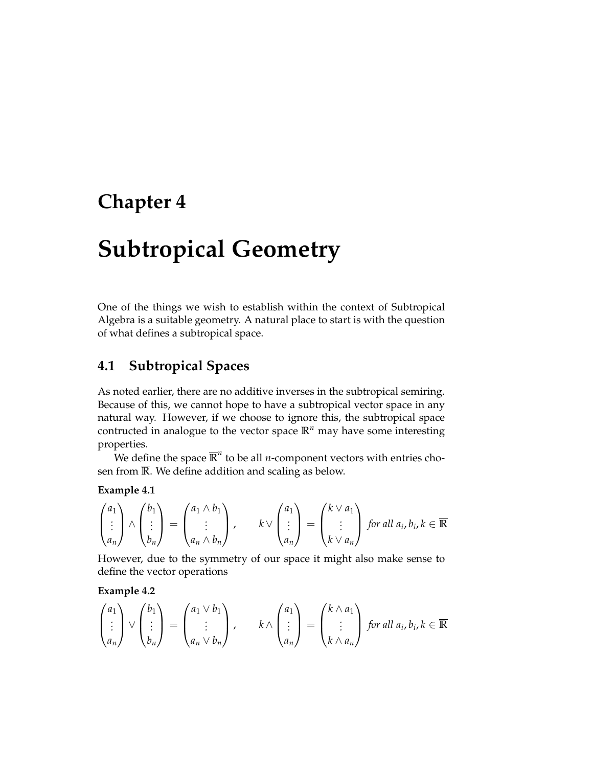# Chapter 4

# Subtropical Geometry

One of the things we wish to establish within the context of Subtropical Algebra is a suitable geometry. A natural place to start is with the question of what defines a subtropical space.

## 4.1 Subtropical Spaces

As noted earlier, there are no additive inverses in the subtropical semiring. Because of this, we cannot hope to have a subtropical vector space in any natural way. However, if we choose to ignore this, the subtropical space contructed in analogue to the vector space $\mathbb{R}^n$ may have some interesting properties.

We define the space $\overline{\mathbb{R}}^n$ to be all $n$-component vectors with entries chosen from $\overline{\mathbb{R}}$. We define addition and scaling as below.

**Example 4.1**

$$\begin{pmatrix} a_1 \\ \vdots \\ a_n \end{pmatrix} \wedge \begin{pmatrix} b_1 \\ \vdots \\ b_n \end{pmatrix} = \begin{pmatrix} a_1 \wedge b_1 \\ \vdots \\ a_n \wedge b_n \end{pmatrix}, \qquad k \vee \begin{pmatrix} a_1 \\ \vdots \\ a_n \end{pmatrix} = \begin{pmatrix} k \vee a_1 \\ \vdots \\ k \vee a_n \end{pmatrix} \text{ for all } a_i, b_i, k \in \overline{\mathbb{R}}$$

However, due to the symmetry of our space it might also make sense to define the vector operations

**Example 4.2**

$$\begin{pmatrix} a_1 \\ \vdots \\ a_n \end{pmatrix} \vee \begin{pmatrix} b_1 \\ \vdots \\ b_n \end{pmatrix} = \begin{pmatrix} a_1 \vee b_1 \\ \vdots \\ a_n \vee b_n \end{pmatrix}, \qquad k \wedge \begin{pmatrix} a_1 \\ \vdots \\ a_n \end{pmatrix} = \begin{pmatrix} k \wedge a_1 \\ \vdots \\ k \wedge a_n \end{pmatrix} \text{ for all } a_i, b_i, k \in \overline{\mathbb{R}}$$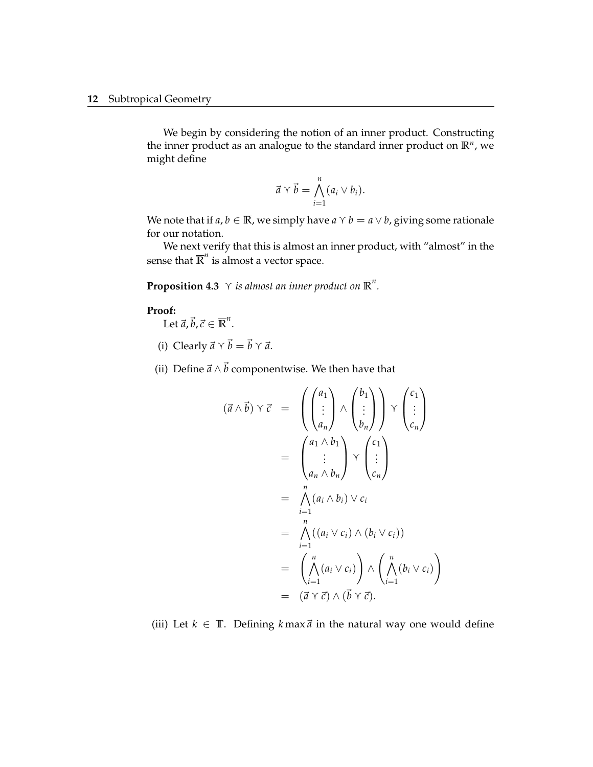We begin by considering the notion of an inner product. Constructing the inner product as an analogue to the standard inner product on $\mathbb{R}^n$, we might define

$$\vec{a} \curlyvee \vec{b} = \bigwedge_{i=1}^{n} (a_i \vee b_i).$$

We note that if $a, b \in \overline{\mathbb{R}}$, we simply have $a \curlyvee b = a \vee b$, giving some rationale for our notation.

We next verify that this is almost an inner product, with "almost" in the sense that $\overline{\mathbb{R}}^n$ is almost a vector space.

**Proposition 4.3** *$\curlyvee$ is almost an inner product on $\overline{\mathbb{R}}^n$.*

**Proof:**

Let $\vec{a}, \vec{b}, \vec{c} \in \overline{\mathbb{R}}^n$.

(i) Clearly $\vec{a} \curlyvee \vec{b} = \vec{b} \curlyvee \vec{a}$.

(ii) Define $\vec{a} \wedge \vec{b}$ componentwise. We then have that

$$\begin{aligned}
(\vec{a} \wedge \vec{b}) \curlyvee \vec{c} &= \left( \begin{pmatrix} a_1 \\ \vdots \\ a_n \end{pmatrix} \wedge \begin{pmatrix} b_1 \\ \vdots \\ b_n \end{pmatrix} \right) \curlyvee \begin{pmatrix} c_1 \\ \vdots \\ c_n \end{pmatrix} \\
&= \begin{pmatrix} a_1 \wedge b_1 \\ \vdots \\ a_n \wedge b_n \end{pmatrix} \curlyvee \begin{pmatrix} c_1 \\ \vdots \\ c_n \end{pmatrix} \\
&= \bigwedge_{i=1}^{n} (a_i \wedge b_i) \vee c_i \\
&= \bigwedge_{i=1}^{n} ((a_i \vee c_i) \wedge (b_i \vee c_i)) \\
&= \left( \bigwedge_{i=1}^{n} (a_i \vee c_i) \right) \wedge \left( \bigwedge_{i=1}^{n} (b_i \vee c_i) \right) \\
&= (\vec{a} \curlyvee \vec{c}) \wedge (\vec{b} \curlyvee \vec{c}).
\end{aligned}$$

(iii) Let $k \in \mathbb{T}$. Defining $k \max \vec{a}$ in the natural way one would define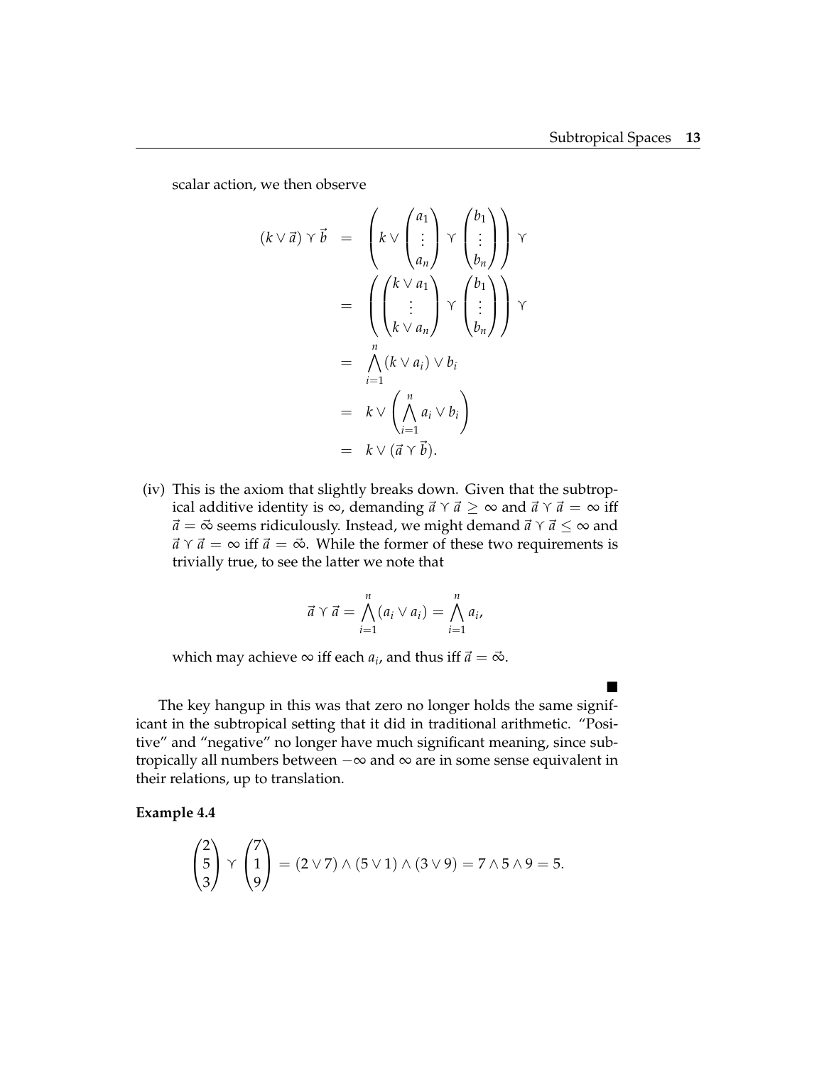scalar action, we then observe

$$
\begin{aligned}
(k \vee \vec{a}) \curlyvee \vec{b} &= \left( k \vee \begin{pmatrix} a_1 \\ \vdots \\ a_n \end{pmatrix} \curlyvee \begin{pmatrix} b_1 \\ \vdots \\ b_n \end{pmatrix} \right) \curlyvee \\
&= \left( \begin{pmatrix} k \vee a_1 \\ \vdots \\ k \vee a_n \end{pmatrix} \curlyvee \begin{pmatrix} b_1 \\ \vdots \\ b_n \end{pmatrix} \right) \curlyvee \\
&= \bigwedge_{i=1}^{n} (k \vee a_i) \vee b_i \\
&= k \vee \left( \bigwedge_{i=1}^{n} a_i \vee b_i \right) \\
&= k \vee (\vec{a} \curlyvee \vec{b}).
\end{aligned}
$$

(iv) This is the axiom that slightly breaks down. Given that the subtropical additive identity is $\infty$, demanding $\vec{a} \curlyvee \vec{a} \geq \infty$ and $\vec{a} \curlyvee \vec{a} = \infty$ iff $\vec{a} = \vec{\infty}$ seems ridiculously. Instead, we might demand $\vec{a} \curlyvee \vec{a} \leq \infty$ and $\vec{a} \curlyvee \vec{a} = \infty$ iff $\vec{a} = \vec{\infty}$. While the former of these two requirements is trivially true, to see the latter we note that

$$
\vec{a} \curlyvee \vec{a} = \bigwedge_{i=1}^{n} (a_i \vee a_i) = \bigwedge_{i=1}^{n} a_i,
$$

which may achieve $\infty$ iff each $a_i$, and thus iff $\vec{a} = \vec{\infty}$.

■

The key hangup in this was that zero no longer holds the same significant in the subtropical setting that it did in traditional arithmetic. "Positive" and "negative" no longer have much significant meaning, since subtropically all numbers between $-\infty$ and $\infty$ are in some sense equivalent in their relations, up to translation.

**Example 4.4**

$$
\begin{pmatrix} 2 \\ 5 \\ 3 \end{pmatrix} \curlyvee \begin{pmatrix} 7 \\ 1 \\ 9 \end{pmatrix} = (2 \vee 7) \wedge (5 \vee 1) \wedge (3 \vee 9) = 7 \wedge 5 \wedge 9 = 5.
$$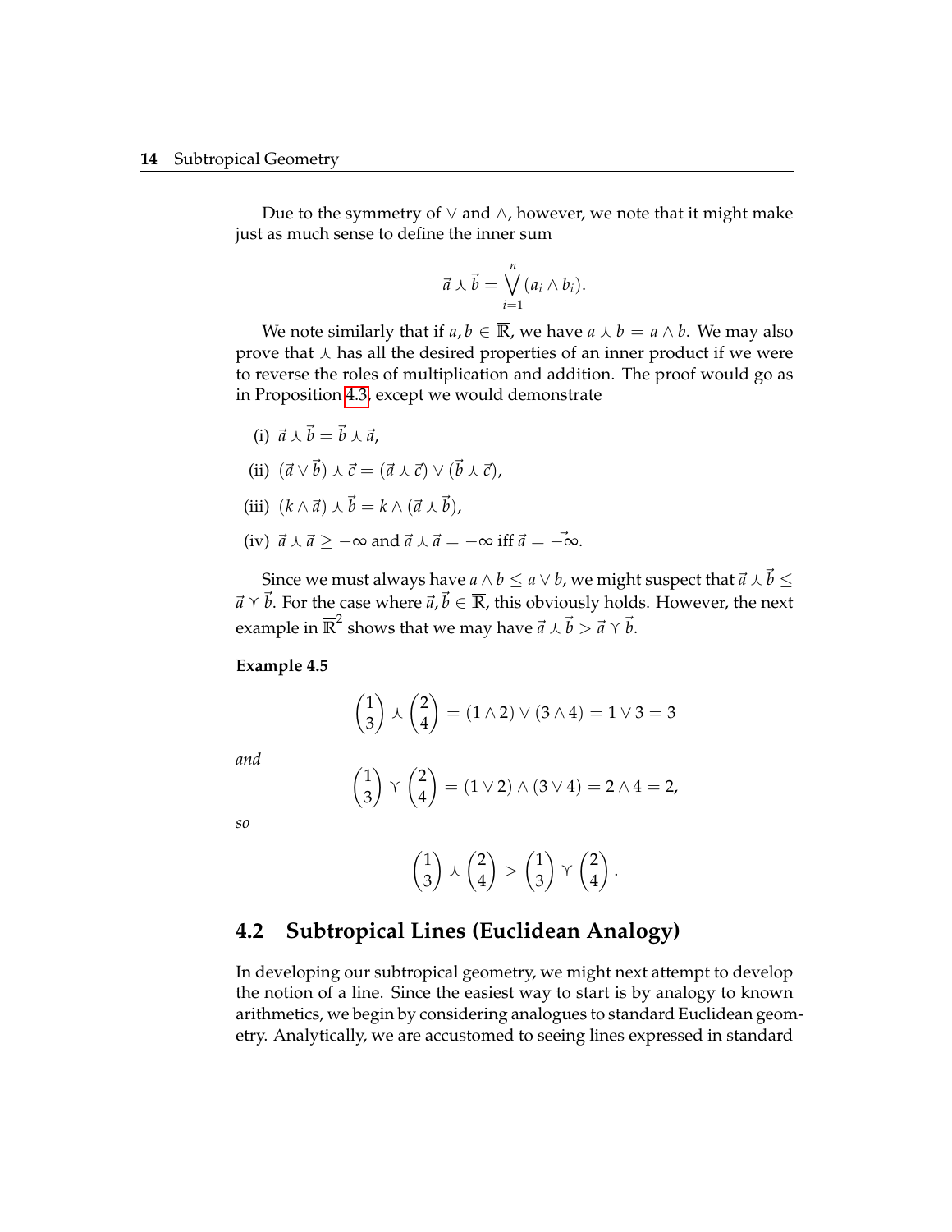Due to the symmetry of $\vee$ and $\wedge$, however, we note that it might make just as much sense to define the inner sum

$$\vec{a} \curlywedge \vec{b} = \bigvee_{i=1}^{n} (a_i \wedge b_i).$$

We note similarly that if $a, b \in \overline{\mathbb{R}}$, we have $a \curlywedge b = a \wedge b$. We may also prove that $\curlywedge$ has all the desired properties of an inner product if we were to reverse the roles of multiplication and addition. The proof would go as in Proposition 4.3, except we would demonstrate

(i) $\vec{a} \curlywedge \vec{b} = \vec{b} \curlywedge \vec{a}$,

(ii) $(\vec{a} \vee \vec{b}) \curlywedge \vec{c} = (\vec{a} \curlywedge \vec{c}) \vee (\vec{b} \curlywedge \vec{c})$,

(iii) $(k \wedge \vec{a}) \curlywedge \vec{b} = k \wedge (\vec{a} \curlywedge \vec{b})$,

(iv) $\vec{a} \curlywedge \vec{a} \geq -\infty$ and $\vec{a} \curlywedge \vec{a} = -\infty$ iff $\vec{a} = -\vec{\infty}$.

Since we must always have $a \wedge b \leq a \vee b$, we might suspect that $\vec{a} \curlywedge \vec{b} \leq \vec{a} \curlyvee \vec{b}$. For the case where $\vec{a}, \vec{b} \in \overline{\mathbb{R}}$, this obviously holds. However, the next example in $\overline{\mathbb{R}}^2$ shows that we may have $\vec{a} \curlywedge \vec{b} > \vec{a} \curlyvee \vec{b}$.

**Example 4.5**

$$\begin{pmatrix} 1 \\ 3 \end{pmatrix} \curlywedge \begin{pmatrix} 2 \\ 4 \end{pmatrix} = (1 \wedge 2) \vee (3 \wedge 4) = 1 \vee 3 = 3$$

*and*

$$\begin{pmatrix} 1 \\ 3 \end{pmatrix} \curlyvee \begin{pmatrix} 2 \\ 4 \end{pmatrix} = (1 \vee 2) \wedge (3 \vee 4) = 2 \wedge 4 = 2,$$

*so*

$$\begin{pmatrix} 1 \\ 3 \end{pmatrix} \curlywedge \begin{pmatrix} 2 \\ 4 \end{pmatrix} > \begin{pmatrix} 1 \\ 3 \end{pmatrix} \curlyvee \begin{pmatrix} 2 \\ 4 \end{pmatrix}.$$

## 4.2 Subtropical Lines (Euclidean Analogy)

In developing our subtropical geometry, we might next attempt to develop the notion of a line. Since the easiest way to start is by analogy to known arithmetics, we begin by considering analogues to standard Euclidean geometry. Analytically, we are accustomed to seeing lines expressed in standard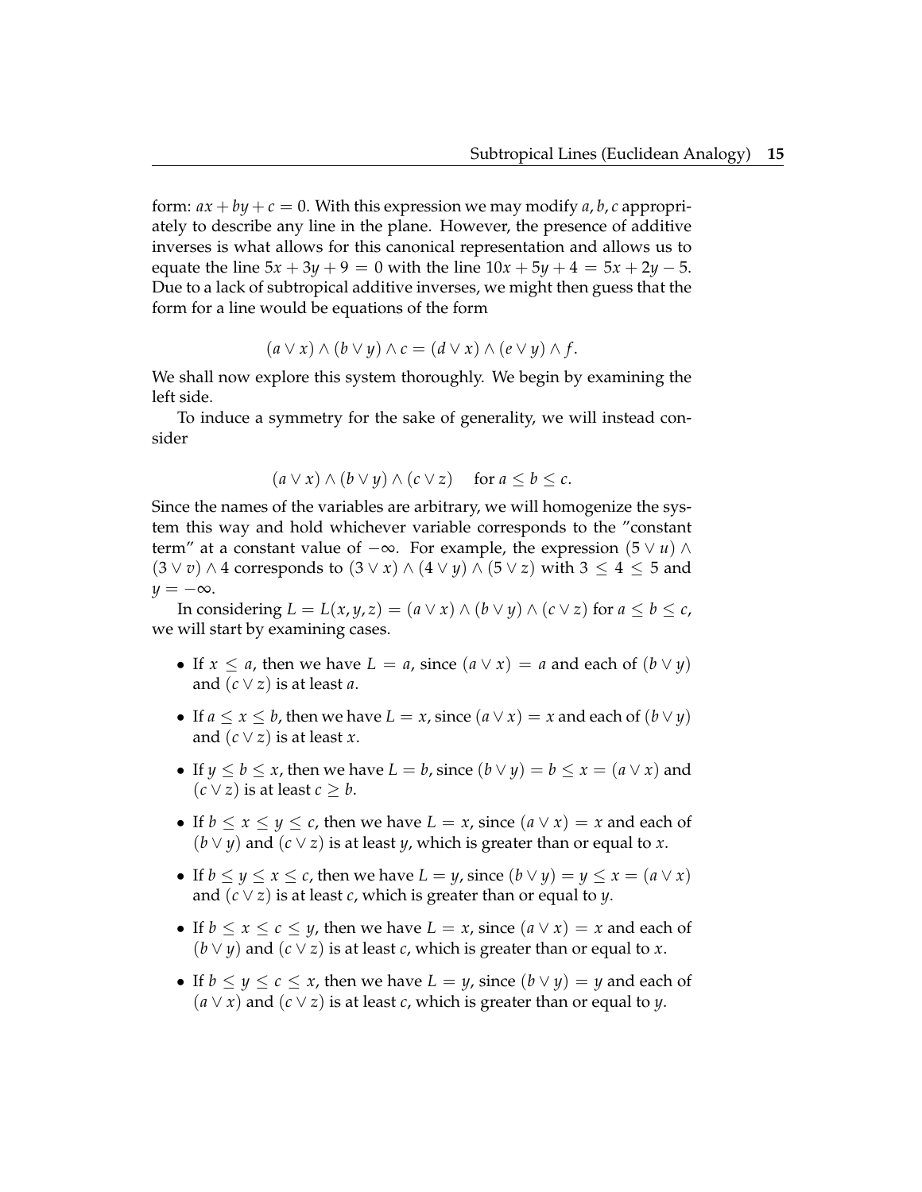form: $ax + by + c = 0$. With this expression we may modify $a, b, c$ appropriately to describe any line in the plane. However, the presence of additive inverses is what allows for this canonical representation and allows us to equate the line $5x + 3y + 9 = 0$ with the line $10x + 5y + 4 = 5x + 2y - 5$. Due to a lack of subtropical additive inverses, we might then guess that the form for a line would be equations of the form

$$(a \vee x) \wedge (b \vee y) \wedge c = (d \vee x) \wedge (e \vee y) \wedge f.$$

We shall now explore this system thoroughly. We begin by examining the left side.

To induce a symmetry for the sake of generality, we will instead consider

$$(a \vee x) \wedge (b \vee y) \wedge (c \vee z) \quad \text{for } a \leq b \leq c.$$

Since the names of the variables are arbitrary, we will homogenize the system this way and hold whichever variable corresponds to the "constant term" at a constant value of $-\infty$. For example, the expression $(5 \vee u) \wedge (3 \vee v) \wedge 4$ corresponds to $(3 \vee x) \wedge (4 \vee y) \wedge (5 \vee z)$ with $3 \leq 4 \leq 5$ and $y = -\infty$.

In considering $L = L(x, y, z) = (a \vee x) \wedge (b \vee y) \wedge (c \vee z)$ for $a \leq b \leq c$, we will start by examining cases.

- If $x \leq a$, then we have $L = a$, since $(a \vee x) = a$ and each of $(b \vee y)$ and $(c \vee z)$ is at least $a$.
- If $a \leq x \leq b$, then we have $L = x$, since $(a \vee x) = x$ and each of $(b \vee y)$ and $(c \vee z)$ is at least $x$.
- If $y \leq b \leq x$, then we have $L = b$, since $(b \vee y) = b \leq x = (a \vee x)$ and $(c \vee z)$ is at least $c \geq b$.
- If $b \leq x \leq y \leq c$, then we have $L = x$, since $(a \vee x) = x$ and each of $(b \vee y)$ and $(c \vee z)$ is at least $y$, which is greater than or equal to $x$.
- If $b \leq y \leq x \leq c$, then we have $L = y$, since $(b \vee y) = y \leq x = (a \vee x)$ and $(c \vee z)$ is at least $c$, which is greater than or equal to $y$.
- If $b \leq x \leq c \leq y$, then we have $L = x$, since $(a \vee x) = x$ and each of $(b \vee y)$ and $(c \vee z)$ is at least $c$, which is greater than or equal to $x$.
- If $b \leq y \leq c \leq x$, then we have $L = y$, since $(b \vee y) = y$ and each of $(a \vee x)$ and $(c \vee z)$ is at least $c$, which is greater than or equal to $y$.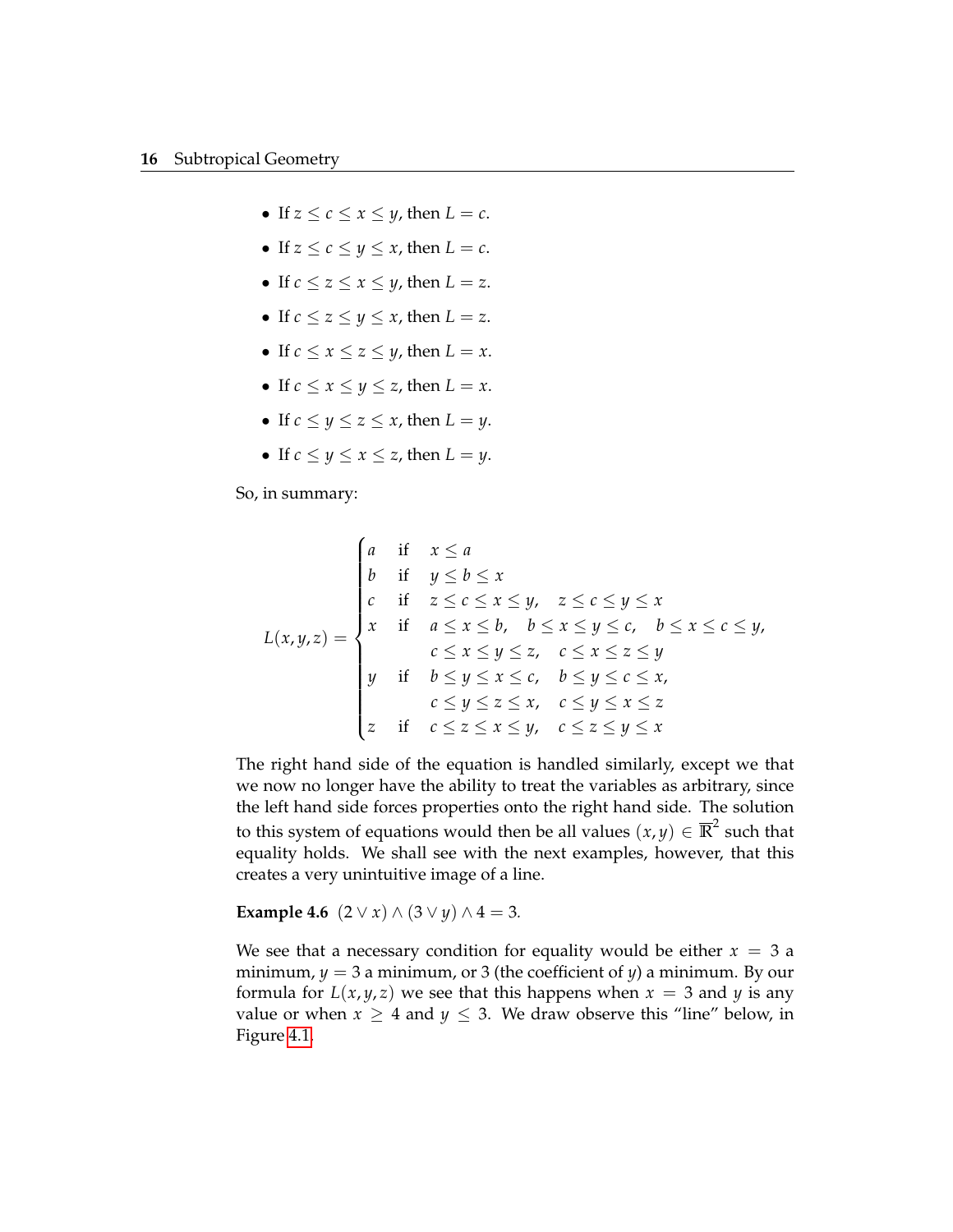- If $z \leq c \leq x \leq y$, then $L = c$.
- If $z \leq c \leq y \leq x$, then $L = c$.
- If $c \leq z \leq x \leq y$, then $L = z$.
- If $c \leq z \leq y \leq x$, then $L = z$.
- If $c \leq x \leq z \leq y$, then $L = x$.
- If $c \leq x \leq y \leq z$, then $L = x$.
- If $c \leq y \leq z \leq x$, then $L = y$.
- If $c \leq y \leq x \leq z$, then $L = y$.

So, in summary:

$$L(x,y,z) = \begin{cases} a & \text{if} \quad x \leq a \\ b & \text{if} \quad y \leq b \leq x \\ c & \text{if} \quad z \leq c \leq x \leq y, \quad z \leq c \leq y \leq x \\ x & \text{if} \quad a \leq x \leq b, \quad b \leq x \leq y \leq c, \quad b \leq x \leq c \leq y, \\ & \qquad c \leq x \leq y \leq z, \quad c \leq x \leq z \leq y \\ y & \text{if} \quad b \leq y \leq x \leq c, \quad b \leq y \leq c \leq x, \\ & \qquad c \leq y \leq z \leq x, \quad c \leq y \leq x \leq z \\ z & \text{if} \quad c \leq z \leq x \leq y, \quad c \leq z \leq y \leq x \end{cases}$$

The right hand side of the equation is handled similarly, except we that we now no longer have the ability to treat the variables as arbitrary, since the left hand side forces properties onto the right hand side. The solution to this system of equations would then be all values $(x,y) \in \overline{\mathbb{R}}^2$ such that equality holds. We shall see with the next examples, however, that this creates a very unintuitive image of a line.

**Example 4.6** $(2 \vee x) \wedge (3 \vee y) \wedge 4 = 3$.

We see that a necessary condition for equality would be either $x = 3$ a minimum, $y = 3$ a minimum, or 3 (the coefficient of $y$) a minimum. By our formula for $L(x,y,z)$ we see that this happens when $x = 3$ and $y$ is any value or when $x \geq 4$ and $y \leq 3$. We draw observe this "line" below, in Figure 4.1.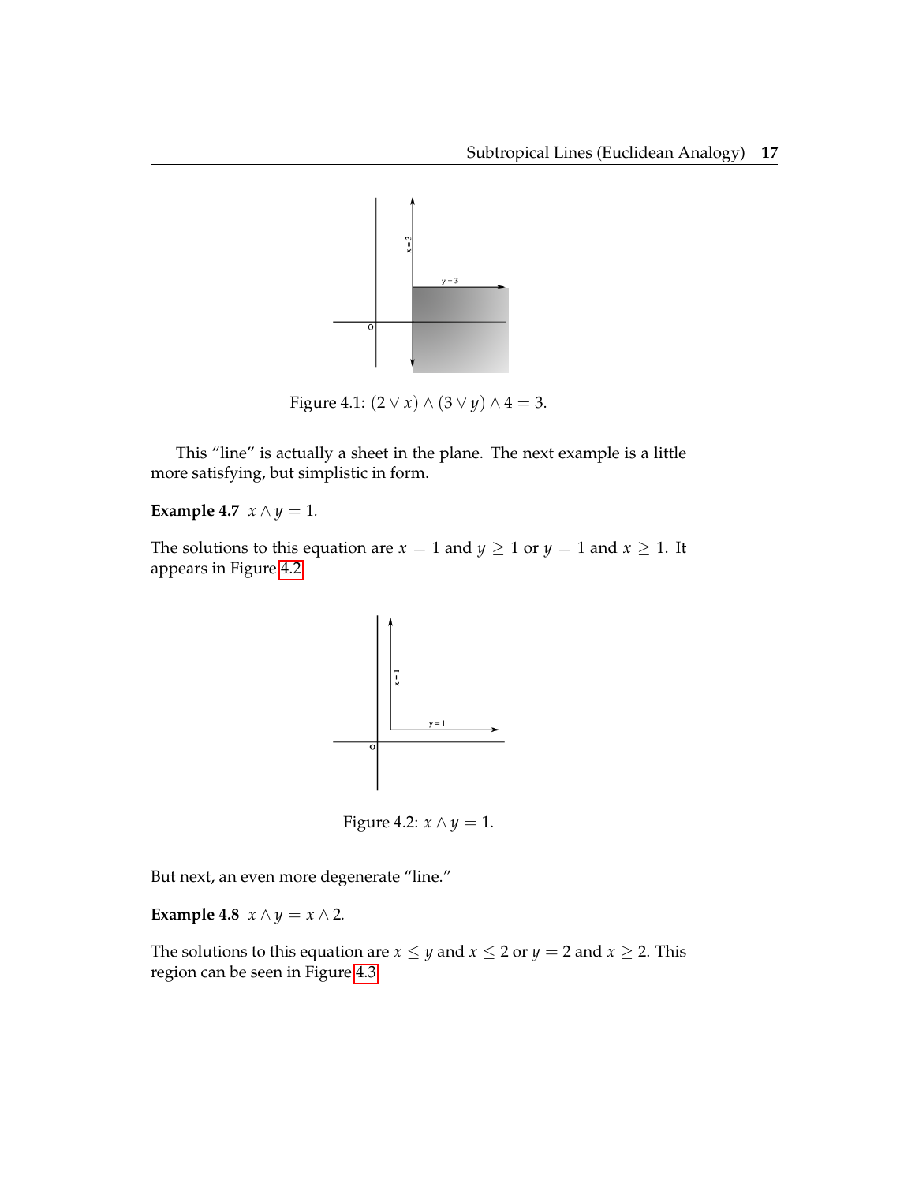Figure 4.1: $(2 \vee x) \wedge (3 \vee y) \wedge 4 = 3$.

This "line" is actually a sheet in the plane. The next example is a little more satisfying, but simplistic in form.

**Example 4.7** $x \wedge y = 1$.

The solutions to this equation are $x = 1$ and $y \geq 1$ or $y = 1$ and $x \geq 1$. It appears in Figure 4.2.

Figure 4.2: $x \wedge y = 1$.

But next, an even more degenerate "line."

**Example 4.8** $x \wedge y = x \wedge 2$.

The solutions to this equation are $x \leq y$ and $x \leq 2$ or $y = 2$ and $x \geq 2$. This region can be seen in Figure 4.3.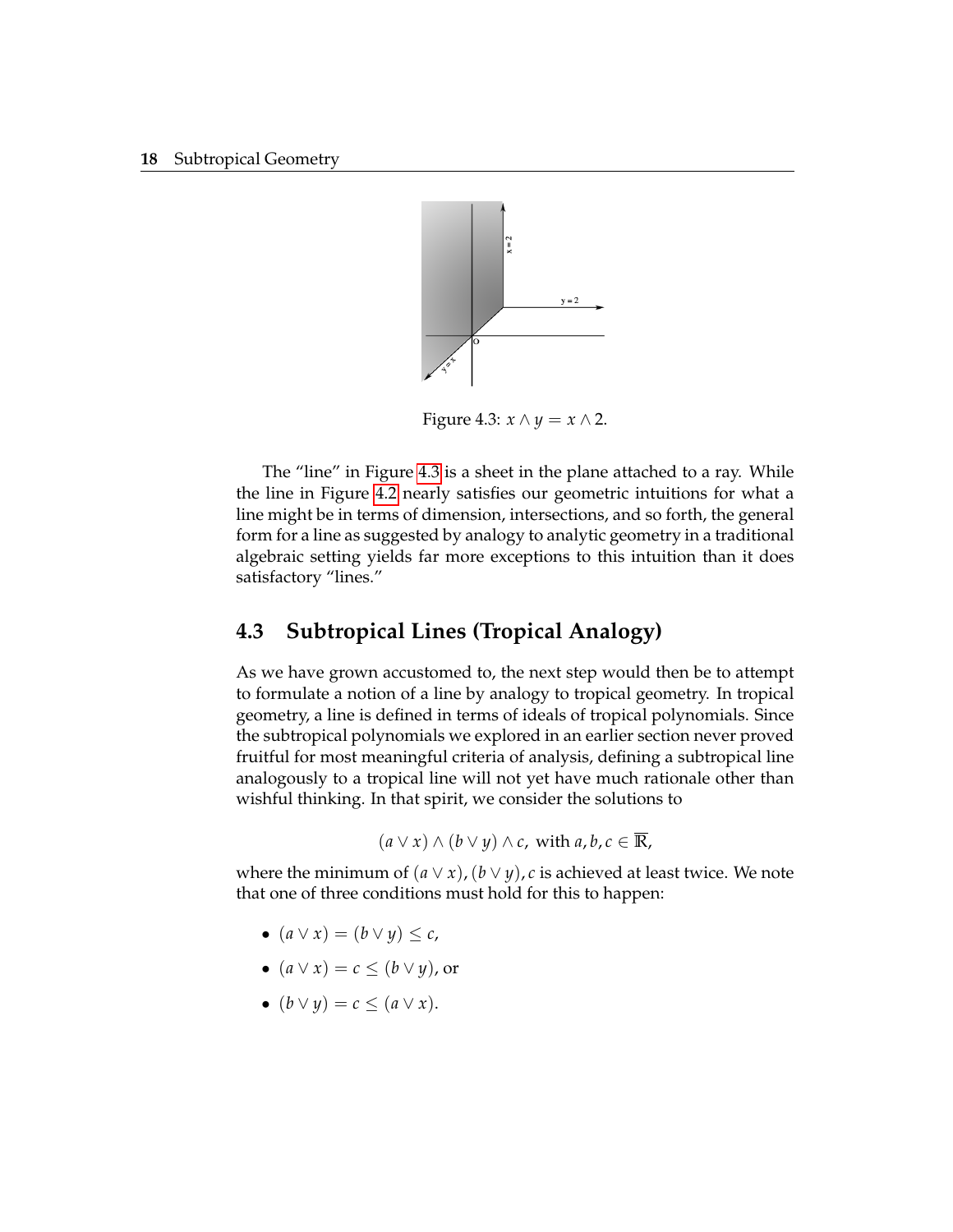Figure 4.3: $x \wedge y = x \wedge 2$.

The "line" in Figure 4.3 is a sheet in the plane attached to a ray. While the line in Figure 4.2 nearly satisfies our geometric intuitions for what a line might be in terms of dimension, intersections, and so forth, the general form for a line as suggested by analogy to analytic geometry in a traditional algebraic setting yields far more exceptions to this intuition than it does satisfactory "lines."

## 4.3 Subtropical Lines (Tropical Analogy)

As we have grown accustomed to, the next step would then be to attempt to formulate a notion of a line by analogy to tropical geometry. In tropical geometry, a line is defined in terms of ideals of tropical polynomials. Since the subtropical polynomials we explored in an earlier section never proved fruitful for most meaningful criteria of analysis, defining a subtropical line analogously to a tropical line will not yet have much rationale other than wishful thinking. In that spirit, we consider the solutions to

$$(a \vee x) \wedge (b \vee y) \wedge c, \text{ with } a, b, c \in \overline{\mathbb{R}},$$

where the minimum of $(a \vee x), (b \vee y), c$ is achieved at least twice. We note that one of three conditions must hold for this to happen:

- $(a \vee x) = (b \vee y) \leq c$,
- $(a \vee x) = c \leq (b \vee y)$, or
- $(b \vee y) = c \leq (a \vee x)$.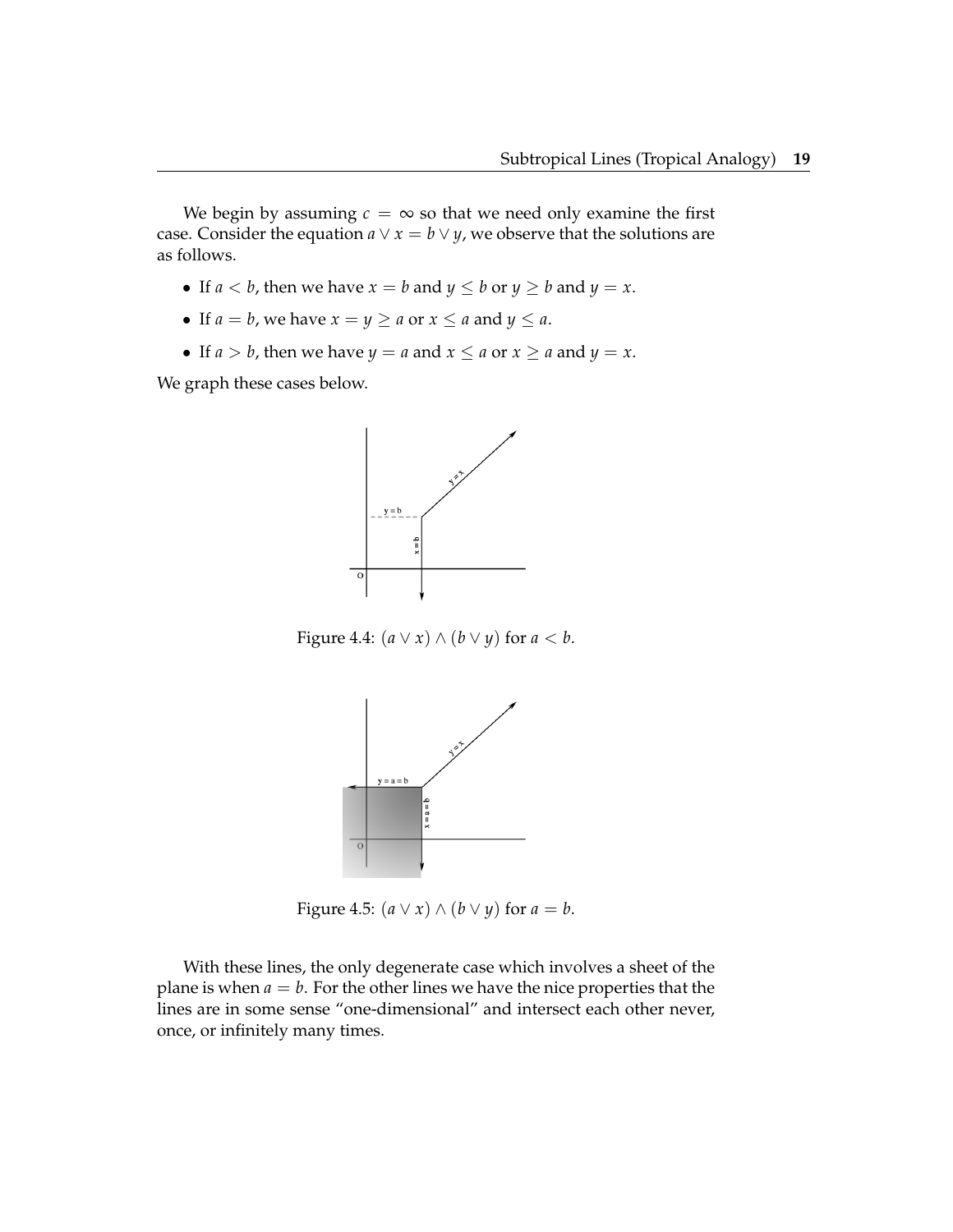We begin by assuming $c = \infty$ so that we need only examine the first case. Consider the equation $a \vee x = b \vee y$, we observe that the solutions are as follows.

- If $a < b$, then we have $x = b$ and $y \leq b$ or $y \geq b$ and $y = x$.
- If $a = b$, we have $x = y \geq a$ or $x \leq a$ and $y \leq a$.
- If $a > b$, then we have $y = a$ and $x \leq a$ or $x \geq a$ and $y = x$.

We graph these cases below.

Figure 4.4: $(a \vee x) \wedge (b \vee y)$ for $a < b$.

Figure 4.5: $(a \vee x) \wedge (b \vee y)$ for $a = b$.

With these lines, the only degenerate case which involves a sheet of the plane is when $a = b$. For the other lines we have the nice properties that the lines are in some sense "one-dimensional" and intersect each other never, once, or infinitely many times.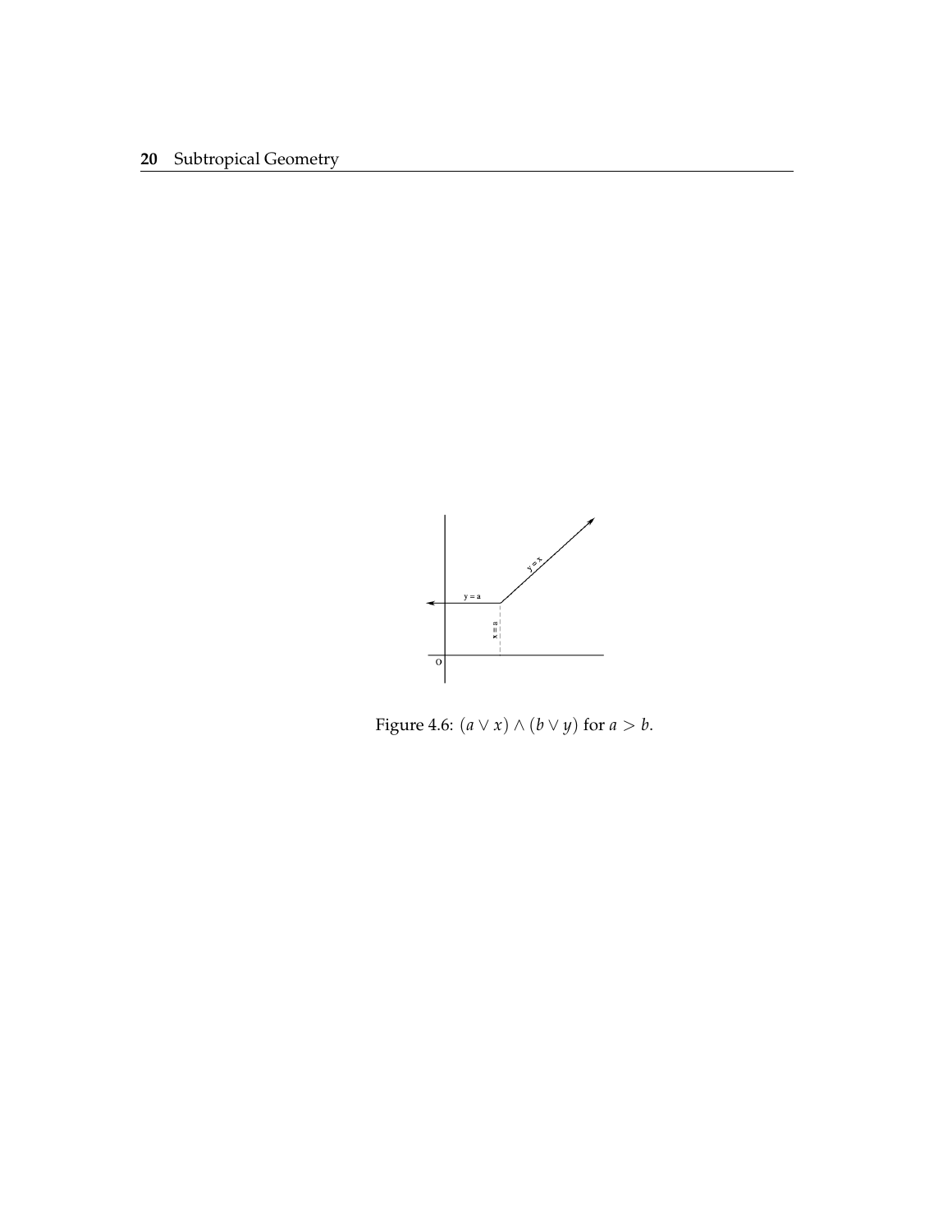Figure 4.6: $(a \vee x) \wedge (b \vee y)$ for $a > b$.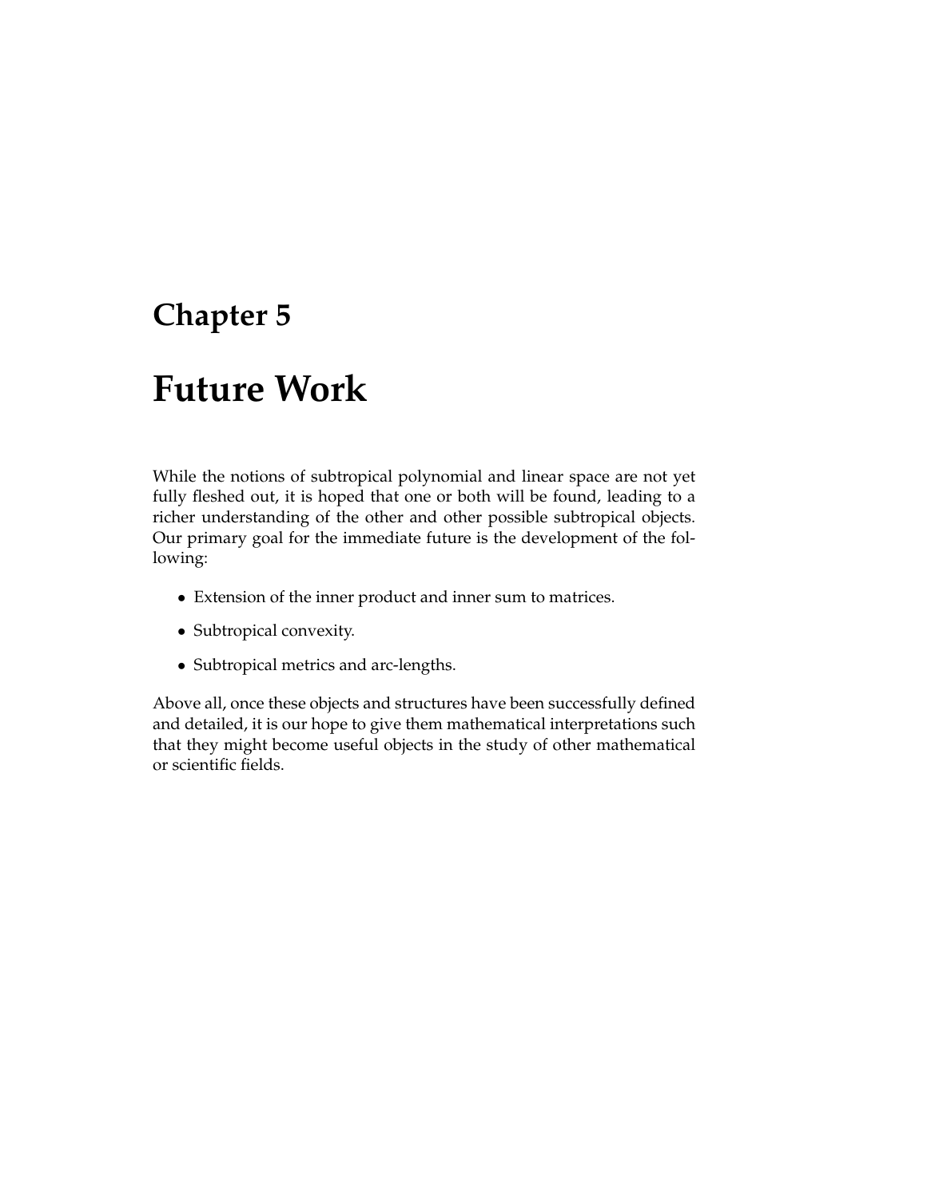# Chapter 5

# Future Work

While the notions of subtropical polynomial and linear space are not yet fully fleshed out, it is hoped that one or both will be found, leading to a richer understanding of the other and other possible subtropical objects. Our primary goal for the immediate future is the development of the following:

- Extension of the inner product and inner sum to matrices.
- Subtropical convexity.
- Subtropical metrics and arc-lengths.

Above all, once these objects and structures have been successfully defined and detailed, it is our hope to give them mathematical interpretations such that they might become useful objects in the study of other mathematical or scientific fields.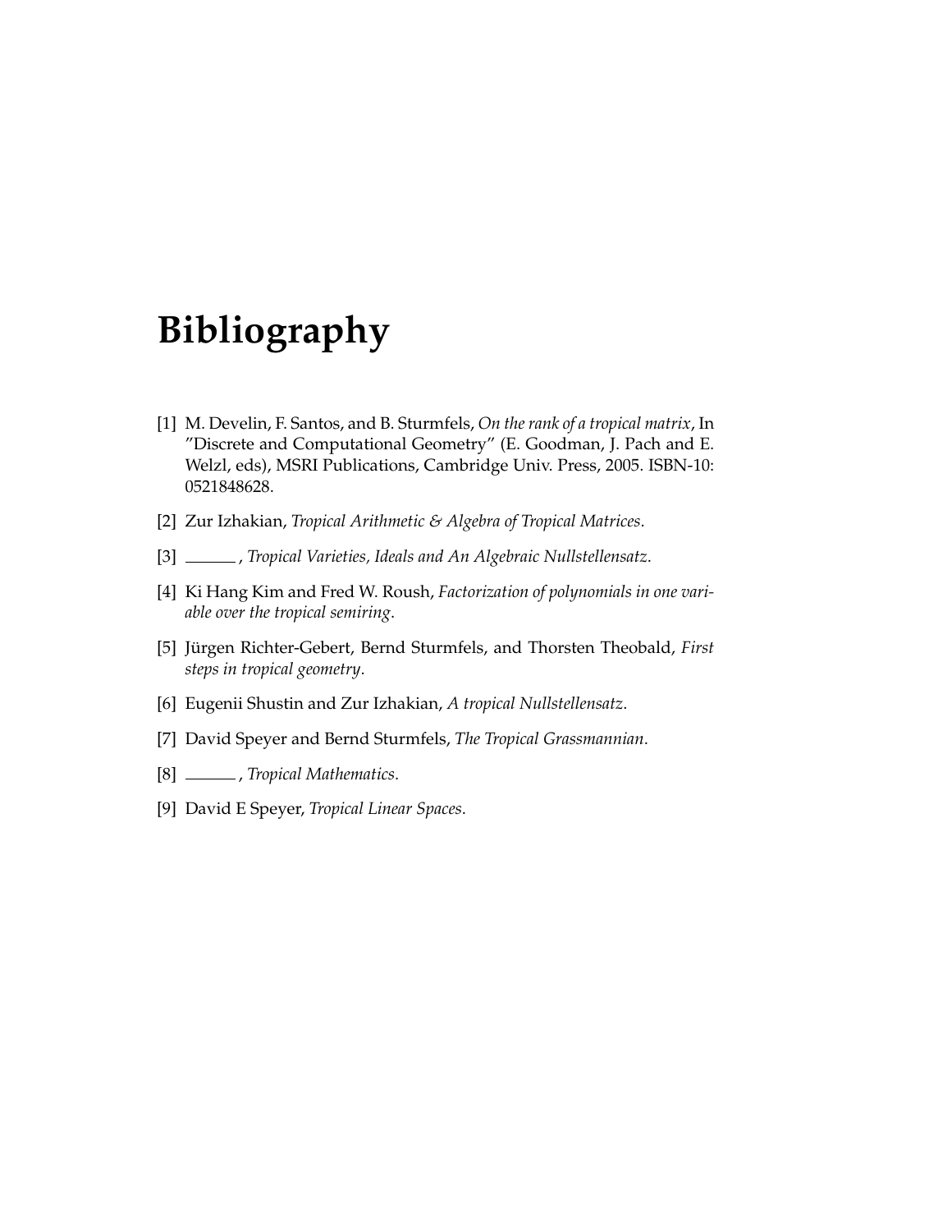# Bibliography

[1] M. Develin, F. Santos, and B. Sturmfels, *On the rank of a tropical matrix*, In "Discrete and Computational Geometry" (E. Goodman, J. Pach and E. Welzl, eds), MSRI Publications, Cambridge Univ. Press, 2005. ISBN-10: 0521848628.

[2] Zur Izhakian, *Tropical Arithmetic & Algebra of Tropical Matrices*.

[3] ______ , *Tropical Varieties, Ideals and An Algebraic Nullstellensatz*.

[4] Ki Hang Kim and Fred W. Roush, *Factorization of polynomials in one variable over the tropical semiring*.

[5] Jürgen Richter-Gebert, Bernd Sturmfels, and Thorsten Theobald, *First steps in tropical geometry*.

[6] Eugenii Shustin and Zur Izhakian, *A tropical Nullstellensatz*.

[7] David Speyer and Bernd Sturmfels, *The Tropical Grassmannian*.

[8] ______ , *Tropical Mathematics*.

[9] David E Speyer, *Tropical Linear Spaces*.